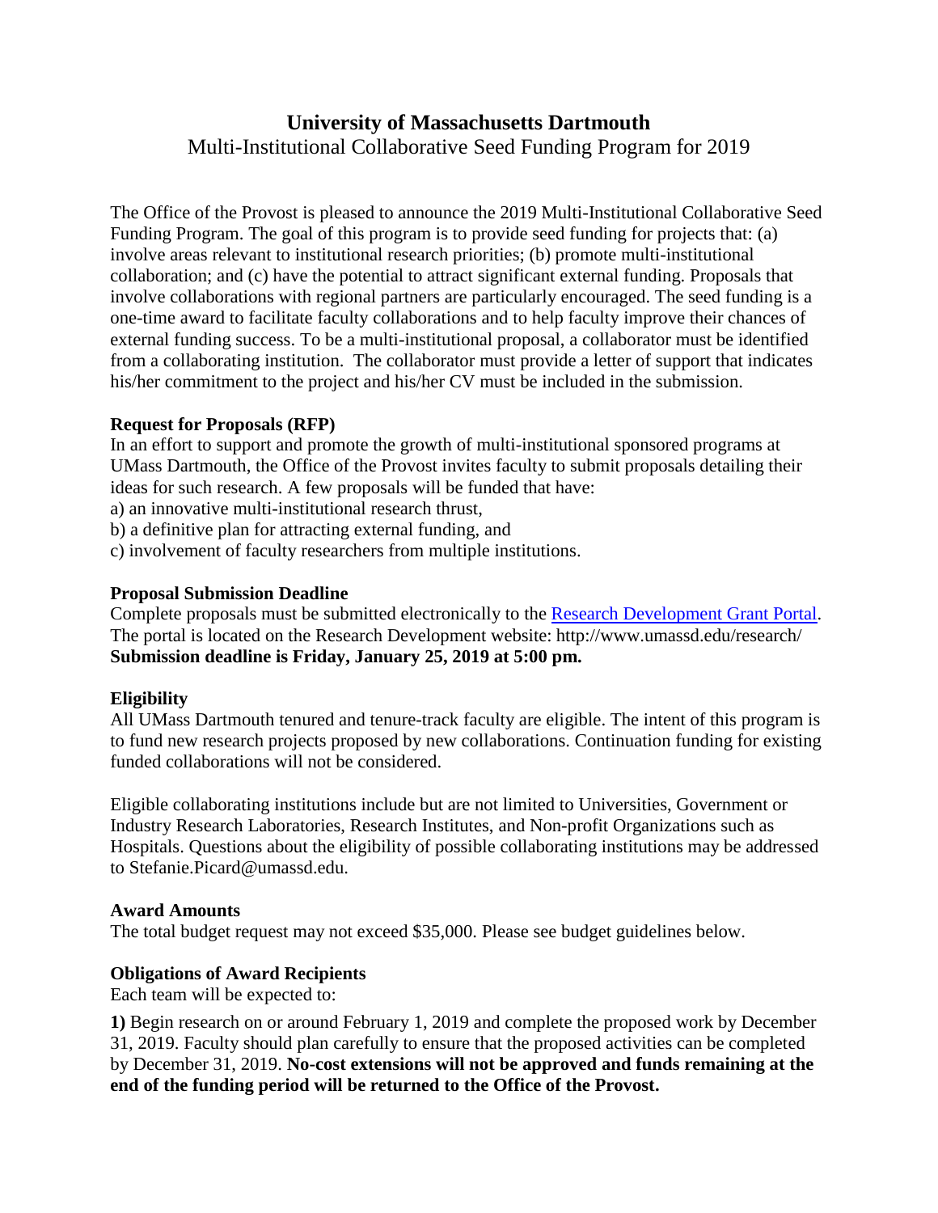# University of Massachusetts Dartmouth

## Multi-Institutional Collaborative Seed Funding Program for 2019

The Office of the Provost is pleased to announce the 2019 Multi-Institutional Collaborative Seed Funding Program. The goal of this program is to provide seed funding for projects that: (a) involve areas relevant to institutional research priorities; (b) promote multi-institutional collaboration; and (c) have the potential to attract significant external funding. Proposals that involve collaborations with regional partners are particularly encouraged. The seed funding is a one-time award to facilitate faculty collaborations and to help faculty improve their chances of external funding success. To be a multi-institutional proposal, a collaborator must be identified from a collaborating institution. The collaborator must provide a letter of support that indicates his/her commitment to the project and his/her CV must be included in the submission.

**Request for Proposals (RFP)**

In an effort to support and promote the growth of multi-institutional sponsored programs at UMass Dartmouth, the Office of the Provost invites faculty to submit proposals detailing their ideas for such research. A few proposals will be funded that have:

a) an innovative multi-institutional research thrust,
b) a definitive plan for attracting external funding, and
c) involvement of faculty researchers from multiple institutions.

**Proposal Submission Deadline**

Complete proposals must be submitted electronically to the Research Development Grant Portal. The portal is located on the Research Development website: http://www.umassd.edu/research/
**Submission deadline is Friday, January 25, 2019 at 5:00 pm.**

**Eligibility**

All UMass Dartmouth tenured and tenure-track faculty are eligible. The intent of this program is to fund new research projects proposed by new collaborations. Continuation funding for existing funded collaborations will not be considered.

Eligible collaborating institutions include but are not limited to Universities, Government or Industry Research Laboratories, Research Institutes, and Non-profit Organizations such as Hospitals. Questions about the eligibility of possible collaborating institutions may be addressed to Stefanie.Picard@umassd.edu.

**Award Amounts**

The total budget request may not exceed $35,000. Please see budget guidelines below.

**Obligations of Award Recipients**

Each team will be expected to:

**1)** Begin research on or around February 1, 2019 and complete the proposed work by December 31, 2019. Faculty should plan carefully to ensure that the proposed activities can be completed by December 31, 2019. **No-cost extensions will not be approved and funds remaining at the end of the funding period will be returned to the Office of the Provost.**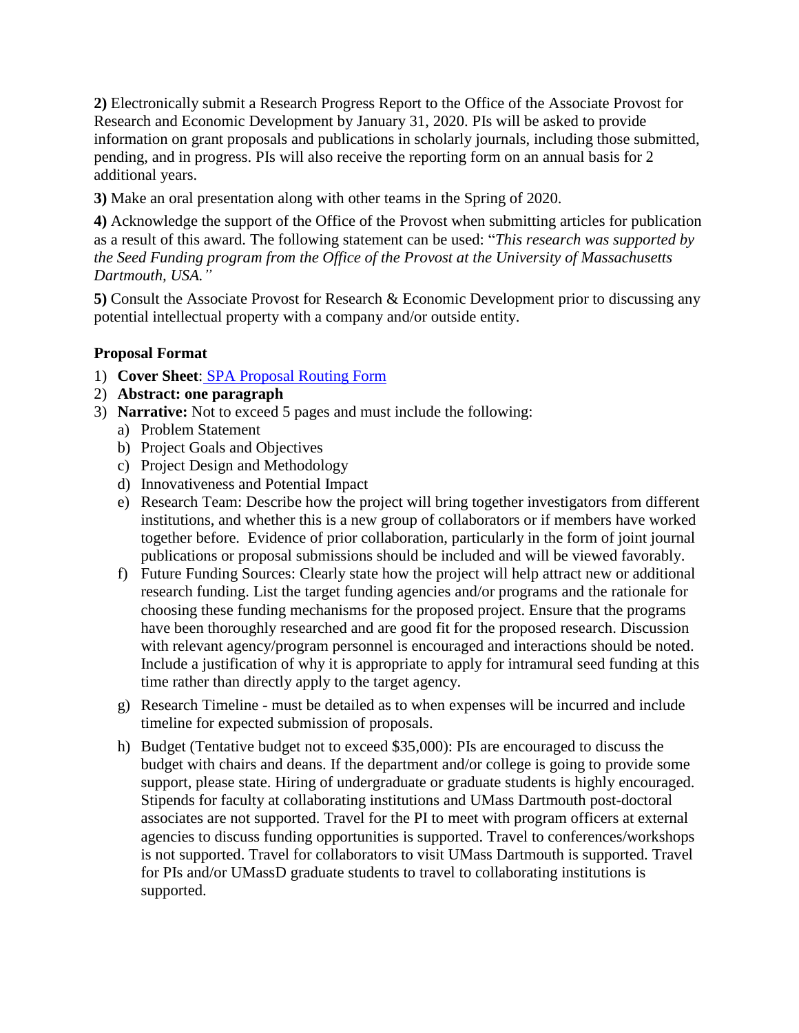**2)** Electronically submit a Research Progress Report to the Office of the Associate Provost for Research and Economic Development by January 31, 2020. PIs will be asked to provide information on grant proposals and publications in scholarly journals, including those submitted, pending, and in progress. PIs will also receive the reporting form on an annual basis for 2 additional years.

**3)** Make an oral presentation along with other teams in the Spring of 2020.

**4)** Acknowledge the support of the Office of the Provost when submitting articles for publication as a result of this award. The following statement can be used: "*This research was supported by the Seed Funding program from the Office of the Provost at the University of Massachusetts Dartmouth, USA.*"

**5)** Consult the Associate Provost for Research & Economic Development prior to discussing any potential intellectual property with a company and/or outside entity.

### Proposal Format

1) **Cover Sheet**: SPA Proposal Routing Form
2) **Abstract: one paragraph**
3) **Narrative:** Not to exceed 5 pages and must include the following:
   a) Problem Statement
   b) Project Goals and Objectives
   c) Project Design and Methodology
   d) Innovativeness and Potential Impact
   e) Research Team: Describe how the project will bring together investigators from different institutions, and whether this is a new group of collaborators or if members have worked together before. Evidence of prior collaboration, particularly in the form of joint journal publications or proposal submissions should be included and will be viewed favorably.
   f) Future Funding Sources: Clearly state how the project will help attract new or additional research funding. List the target funding agencies and/or programs and the rationale for choosing these funding mechanisms for the proposed project. Ensure that the programs have been thoroughly researched and are good fit for the proposed research. Discussion with relevant agency/program personnel is encouraged and interactions should be noted. Include a justification of why it is appropriate to apply for intramural seed funding at this time rather than directly apply to the target agency.
   g) Research Timeline - must be detailed as to when expenses will be incurred and include timeline for expected submission of proposals.
   h) Budget (Tentative budget not to exceed $35,000): PIs are encouraged to discuss the budget with chairs and deans. If the department and/or college is going to provide some support, please state. Hiring of undergraduate or graduate students is highly encouraged. Stipends for faculty at collaborating institutions and UMass Dartmouth post-doctoral associates are not supported. Travel for the PI to meet with program officers at external agencies to discuss funding opportunities is supported. Travel to conferences/workshops is not supported. Travel for collaborators to visit UMass Dartmouth is supported. Travel for PIs and/or UMassD graduate students to travel to collaborating institutions is supported.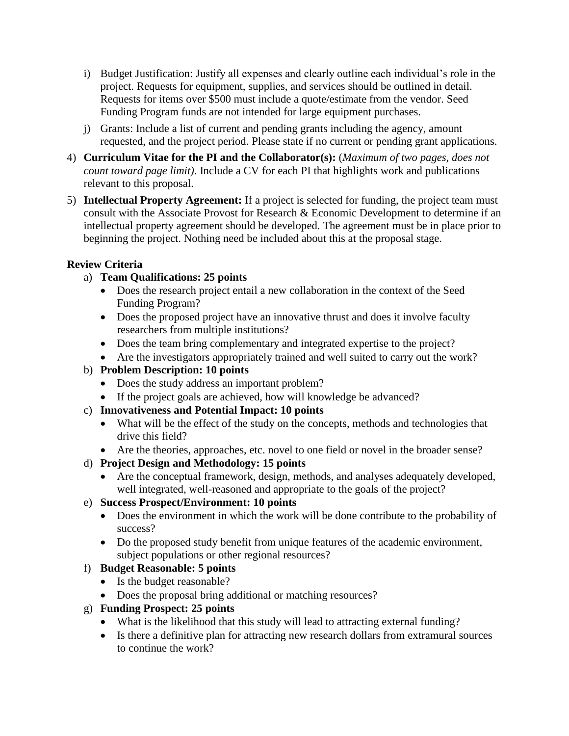i) Budget Justification: Justify all expenses and clearly outline each individual's role in the project. Requests for equipment, supplies, and services should be outlined in detail. Requests for items over $500 must include a quote/estimate from the vendor. Seed Funding Program funds are not intended for large equipment purchases.

j) Grants: Include a list of current and pending grants including the agency, amount requested, and the project period. Please state if no current or pending grant applications.

4) **Curriculum Vitae for the PI and the Collaborator(s):** (*Maximum of two pages, does not count toward page limit)*. Include a CV for each PI that highlights work and publications relevant to this proposal.

5) **Intellectual Property Agreement:** If a project is selected for funding, the project team must consult with the Associate Provost for Research & Economic Development to determine if an intellectual property agreement should be developed. The agreement must be in place prior to beginning the project. Nothing need be included about this at the proposal stage.

**Review Criteria**

a) **Team Qualifications: 25 points**
   - Does the research project entail a new collaboration in the context of the Seed Funding Program?
   - Does the proposed project have an innovative thrust and does it involve faculty researchers from multiple institutions?
   - Does the team bring complementary and integrated expertise to the project?
   - Are the investigators appropriately trained and well suited to carry out the work?

b) **Problem Description: 10 points**
   - Does the study address an important problem?
   - If the project goals are achieved, how will knowledge be advanced?

c) **Innovativeness and Potential Impact: 10 points**
   - What will be the effect of the study on the concepts, methods and technologies that drive this field?
   - Are the theories, approaches, etc. novel to one field or novel in the broader sense?

d) **Project Design and Methodology: 15 points**
   - Are the conceptual framework, design, methods, and analyses adequately developed, well integrated, well-reasoned and appropriate to the goals of the project?

e) **Success Prospect/Environment: 10 points**
   - Does the environment in which the work will be done contribute to the probability of success?
   - Do the proposed study benefit from unique features of the academic environment, subject populations or other regional resources?

f) **Budget Reasonable: 5 points**
   - Is the budget reasonable?
   - Does the proposal bring additional or matching resources?

g) **Funding Prospect: 25 points**
   - What is the likelihood that this study will lead to attracting external funding?
   - Is there a definitive plan for attracting new research dollars from extramural sources to continue the work?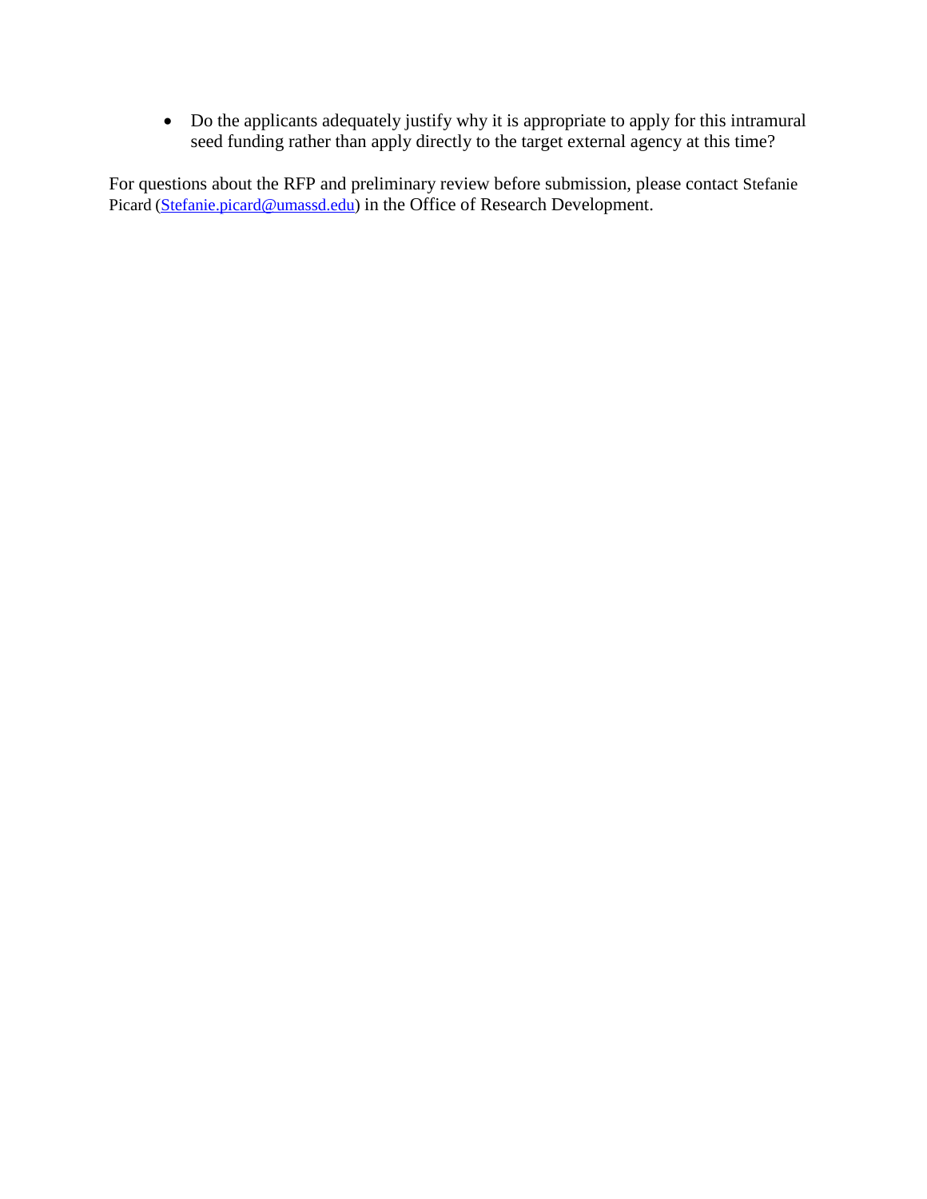- Do the applicants adequately justify why it is appropriate to apply for this intramural seed funding rather than apply directly to the target external agency at this time?

For questions about the RFP and preliminary review before submission, please contact Stefanie Picard (Stefanie.picard@umassd.edu) in the Office of Research Development.